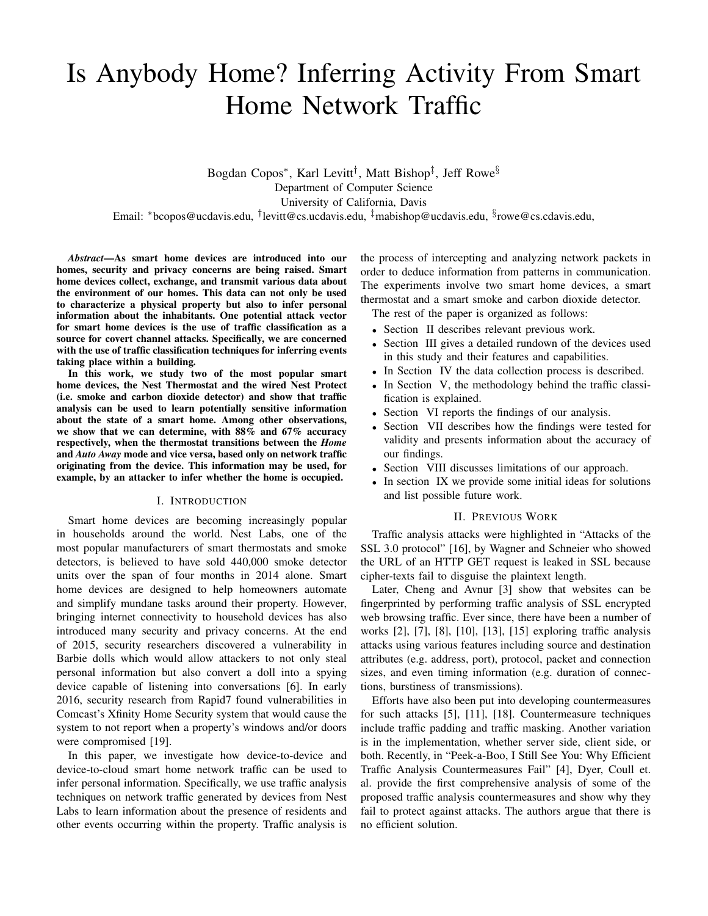# Is Anybody Home? Inferring Activity From Smart Home Network Traffic

Bogdan Copos[*], Karl Levitt[†], Matt Bishop[‡], Jeff Rowe[§]
Department of Computer Science
University of California, Davis
Email: [*]bcopos@ucdavis.edu, [†]levitt@cs.ucdavis.edu, [‡]mabishop@ucdavis.edu, [§]rowe@cs.cdavis.edu,

***Abstract*—As smart home devices are introduced into our homes, security and privacy concerns are being raised. Smart home devices collect, exchange, and transmit various data about the environment of our homes. This data can not only be used to characterize a physical property but also to infer personal information about the inhabitants. One potential attack vector for smart home devices is the use of traffic classification as a source for covert channel attacks. Specifically, we are concerned with the use of traffic classification techniques for inferring events taking place within a building.**

**In this work, we study two of the most popular smart home devices, the Nest Thermostat and the wired Nest Protect (i.e. smoke and carbon dioxide detector) and show that traffic analysis can be used to learn potentially sensitive information about the state of a smart home. Among other observations, we show that we can determine, with 88% and 67% accuracy respectively, when the thermostat transitions between the *Home* and *Auto Away* mode and vice versa, based only on network traffic originating from the device. This information may be used, for example, by an attacker to infer whether the home is occupied.**

## I. Introduction

Smart home devices are becoming increasingly popular in households around the world. Nest Labs, one of the most popular manufacturers of smart thermostats and smoke detectors, is believed to have sold 440,000 smoke detector units over the span of four months in 2014 alone. Smart home devices are designed to help homeowners automate and simplify mundane tasks around their property. However, bringing internet connectivity to household devices has also introduced many security and privacy concerns. At the end of 2015, security researchers discovered a vulnerability in Barbie dolls which would allow attackers to not only steal personal information but also convert a doll into a spying device capable of listening into conversations [6]. In early 2016, security research from Rapid7 found vulnerabilities in Comcast's Xfinity Home Security system that would cause the system to not report when a property's windows and/or doors were compromised [19].

In this paper, we investigate how device-to-device and device-to-cloud smart home network traffic can be used to infer personal information. Specifically, we use traffic analysis techniques on network traffic generated by devices from Nest Labs to learn information about the presence of residents and other events occurring within the property. Traffic analysis is the process of intercepting and analyzing network packets in order to deduce information from patterns in communication. The experiments involve two smart home devices, a smart thermostat and a smart smoke and carbon dioxide detector.

The rest of the paper is organized as follows:

- Section II describes relevant previous work.
- Section III gives a detailed rundown of the devices used in this study and their features and capabilities.
- In Section IV the data collection process is described.
- In Section V, the methodology behind the traffic classification is explained.
- Section VI reports the findings of our analysis.
- Section VII describes how the findings were tested for validity and presents information about the accuracy of our findings.
- Section VIII discusses limitations of our approach.
- In section IX we provide some initial ideas for solutions and list possible future work.

## II. Previous Work

Traffic analysis attacks were highlighted in "Attacks of the SSL 3.0 protocol" [16], by Wagner and Schneier who showed the URL of an HTTP GET request is leaked in SSL because cipher-texts fail to disguise the plaintext length.

Later, Cheng and Avnur [3] show that websites can be fingerprinted by performing traffic analysis of SSL encrypted web browsing traffic. Ever since, there have been a number of works [2], [7], [8], [10], [13], [15] exploring traffic analysis attacks using various features including source and destination attributes (e.g. address, port), protocol, packet and connection sizes, and even timing information (e.g. duration of connections, burstiness of transmissions).

Efforts have also been put into developing countermeasures for such attacks [5], [11], [18]. Countermeasure techniques include traffic padding and traffic masking. Another variation is in the implementation, whether server side, client side, or both. Recently, in "Peek-a-Boo, I Still See You: Why Efficient Traffic Analysis Countermeasures Fail" [4], Dyer, Coull et. al. provide the first comprehensive analysis of some of the proposed traffic analysis countermeasures and show why they fail to protect against attacks. The authors argue that there is no efficient solution.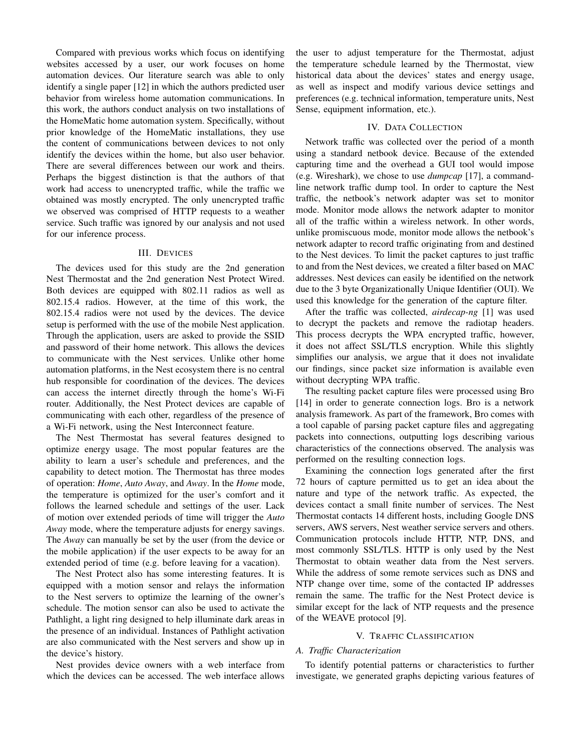Compared with previous works which focus on identifying websites accessed by a user, our work focuses on home automation devices. Our literature search was able to only identify a single paper [12] in which the authors predicted user behavior from wireless home automation communications. In this work, the authors conduct analysis on two installations of the HomeMatic home automation system. Specifically, without prior knowledge of the HomeMatic installations, they use the content of communications between devices to not only identify the devices within the home, but also user behavior. There are several differences between our work and theirs. Perhaps the biggest distinction is that the authors of that work had access to unencrypted traffic, while the traffic we obtained was mostly encrypted. The only unencrypted traffic we observed was comprised of HTTP requests to a weather service. Such traffic was ignored by our analysis and not used for our inference process.

## III. Devices

The devices used for this study are the 2nd generation Nest Thermostat and the 2nd generation Nest Protect Wired. Both devices are equipped with 802.11 radios as well as 802.15.4 radios. However, at the time of this work, the 802.15.4 radios were not used by the devices. The device setup is performed with the use of the mobile Nest application. Through the application, users are asked to provide the SSID and password of their home network. This allows the devices to communicate with the Nest services. Unlike other home automation platforms, in the Nest ecosystem there is no central hub responsible for coordination of the devices. The devices can access the internet directly through the home's Wi-Fi router. Additionally, the Nest Protect devices are capable of communicating with each other, regardless of the presence of a Wi-Fi network, using the Nest Interconnect feature.

The Nest Thermostat has several features designed to optimize energy usage. The most popular features are the ability to learn a user's schedule and preferences, and the capability to detect motion. The Thermostat has three modes of operation: *Home*, *Auto Away*, and *Away*. In the *Home* mode, the temperature is optimized for the user's comfort and it follows the learned schedule and settings of the user. Lack of motion over extended periods of time will trigger the *Auto Away* mode, where the temperature adjusts for energy savings. The *Away* can manually be set by the user (from the device or the mobile application) if the user expects to be away for an extended period of time (e.g. before leaving for a vacation).

The Nest Protect also has some interesting features. It is equipped with a motion sensor and relays the information to the Nest servers to optimize the learning of the owner's schedule. The motion sensor can also be used to activate the Pathlight, a light ring designed to help illuminate dark areas in the presence of an individual. Instances of Pathlight activation are also communicated with the Nest servers and show up in the device's history.

Nest provides device owners with a web interface from which the devices can be accessed. The web interface allows the user to adjust temperature for the Thermostat, adjust the temperature schedule learned by the Thermostat, view historical data about the devices' states and energy usage, as well as inspect and modify various device settings and preferences (e.g. technical information, temperature units, Nest Sense, equipment information, etc.).

## IV. Data Collection

Network traffic was collected over the period of a month using a standard netbook device. Because of the extended capturing time and the overhead a GUI tool would impose (e.g. Wireshark), we chose to use *dumpcap* [17], a command-line network traffic dump tool. In order to capture the Nest traffic, the netbook's network adapter was set to monitor mode. Monitor mode allows the network adapter to monitor all of the traffic within a wireless network. In other words, unlike promiscuous mode, monitor mode allows the netbook's network adapter to record traffic originating from and destined to the Nest devices. To limit the packet captures to just traffic to and from the Nest devices, we created a filter based on MAC addresses. Nest devices can easily be identified on the network due to the 3 byte Organizationally Unique Identifier (OUI). We used this knowledge for the generation of the capture filter.

After the traffic was collected, *airdecap-ng* [1] was used to decrypt the packets and remove the radiotap headers. This process decrypts the WPA encrypted traffic, however, it does not affect SSL/TLS encryption. While this slightly simplifies our analysis, we argue that it does not invalidate our findings, since packet size information is available even without decrypting WPA traffic.

The resulting packet capture files were processed using Bro [14] in order to generate connection logs. Bro is a network analysis framework. As part of the framework, Bro comes with a tool capable of parsing packet capture files and aggregating packets into connections, outputting logs describing various characteristics of the connections observed. The analysis was performed on the resulting connection logs.

Examining the connection logs generated after the first 72 hours of capture permitted us to get an idea about the nature and type of the network traffic. As expected, the devices contact a small finite number of services. The Nest Thermostat contacts 14 different hosts, including Google DNS servers, AWS servers, Nest weather service servers and others. Communication protocols include HTTP, NTP, DNS, and most commonly SSL/TLS. HTTP is only used by the Nest Thermostat to obtain weather data from the Nest servers. While the address of some remote services such as DNS and NTP change over time, some of the contacted IP addresses remain the same. The traffic for the Nest Protect device is similar except for the lack of NTP requests and the presence of the WEAVE protocol [9].

## V. Traffic Classification

### A. Traffic Characterization

To identify potential patterns or characteristics to further investigate, we generated graphs depicting various features of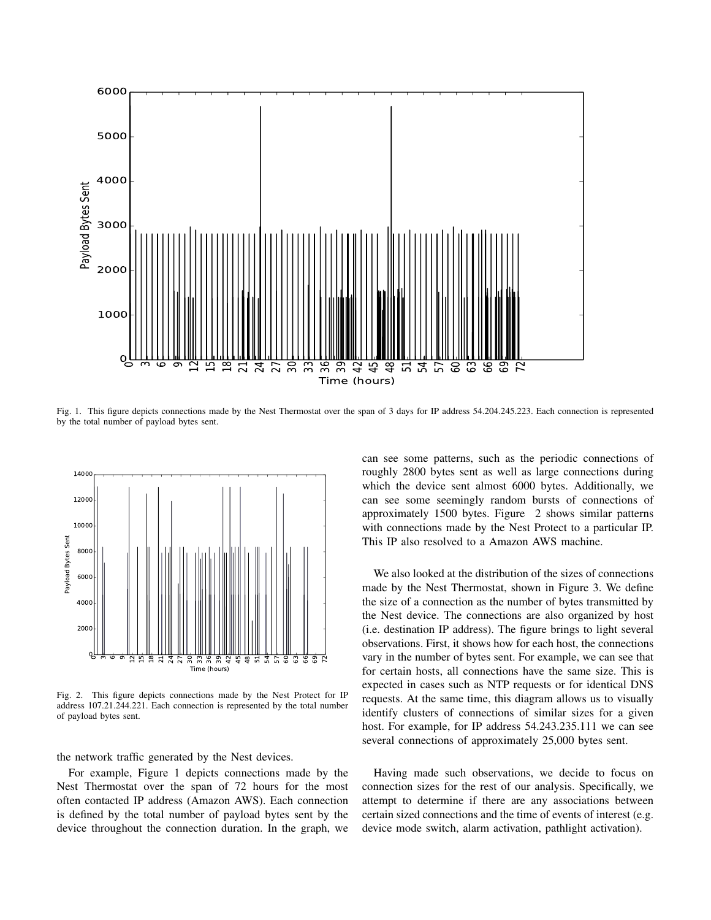Fig. 1. This figure depicts connections made by the Nest Thermostat over the span of 3 days for IP address 54.204.245.223. Each connection is represented by the total number of payload bytes sent.

Fig. 2. This figure depicts connections made by the Nest Protect for IP address 107.21.244.221. Each connection is represented by the total number of payload bytes sent.

the network traffic generated by the Nest devices.

For example, Figure 1 depicts connections made by the Nest Thermostat over the span of 72 hours for the most often contacted IP address (Amazon AWS). Each connection is defined by the total number of payload bytes sent by the device throughout the connection duration. In the graph, we can see some patterns, such as the periodic connections of roughly 2800 bytes sent as well as large connections during which the device sent almost 6000 bytes. Additionally, we can see some seemingly random bursts of connections of approximately 1500 bytes. Figure 2 shows similar patterns with connections made by the Nest Protect to a particular IP. This IP also resolved to a Amazon AWS machine.

We also looked at the distribution of the sizes of connections made by the Nest Thermostat, shown in Figure 3. We define the size of a connection as the number of bytes transmitted by the Nest device. The connections are also organized by host (i.e. destination IP address). The figure brings to light several observations. First, it shows how for each host, the connections vary in the number of bytes sent. For example, we can see that for certain hosts, all connections have the same size. This is expected in cases such as NTP requests or for identical DNS requests. At the same time, this diagram allows us to visually identify clusters of connections of similar sizes for a given host. For example, for IP address 54.243.235.111 we can see several connections of approximately 25,000 bytes sent.

Having made such observations, we decide to focus on connection sizes for the rest of our analysis. Specifically, we attempt to determine if there are any associations between certain sized connections and the time of events of interest (e.g. device mode switch, alarm activation, pathlight activation).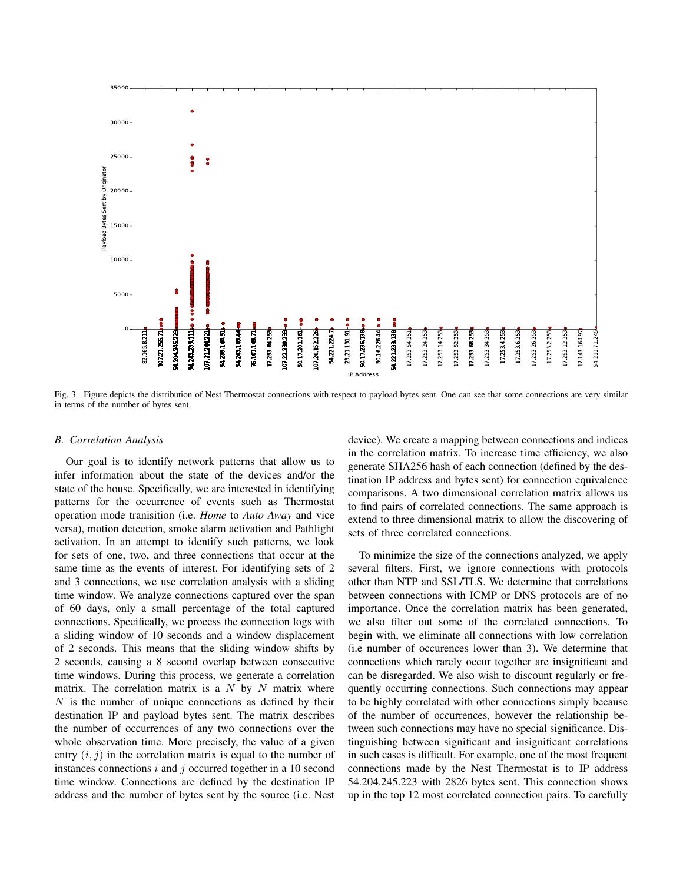Fig. 3. Figure depicts the distribution of Nest Thermostat connections with respect to payload bytes sent. One can see that some connections are very similar in terms of the number of bytes sent.

### B. Correlation Analysis

Our goal is to identify network patterns that allow us to infer information about the state of the devices and/or the state of the house. Specifically, we are interested in identifying patterns for the occurrence of events such as Thermostat operation mode tranisition (i.e. *Home* to *Auto Away* and vice versa), motion detection, smoke alarm activation and Pathlight activation. In an attempt to identify such patterns, we look for sets of one, two, and three connections that occur at the same time as the events of interest. For identifying sets of 2 and 3 connections, we use correlation analysis with a sliding time window. We analyze connections captured over the span of 60 days, only a small percentage of the total captured connections. Specifically, we process the connection logs with a sliding window of 10 seconds and a window displacement of 2 seconds. This means that the sliding window shifts by 2 seconds, causing a 8 second overlap between consecutive time windows. During this process, we generate a correlation matrix. The correlation matrix is a $N$ by $N$ matrix where $N$ is the number of unique connections as defined by their destination IP and payload bytes sent. The matrix describes the number of occurrences of any two connections over the whole observation time. More precisely, the value of a given entry $(i, j)$ in the correlation matrix is equal to the number of instances connections $i$ and $j$ occurred together in a 10 second time window. Connections are defined by the destination IP address and the number of bytes sent by the source (i.e. Nest device). We create a mapping between connections and indices in the correlation matrix. To increase time efficiency, we also generate SHA256 hash of each connection (defined by the destination IP address and bytes sent) for connection equivalence comparisons. A two dimensional correlation matrix allows us to find pairs of correlated connections. The same approach is extend to three dimensional matrix to allow the discovering of sets of three correlated connections.

To minimize the size of the connections analyzed, we apply several filters. First, we ignore connections with protocols other than NTP and SSL/TLS. We determine that correlations between connections with ICMP or DNS protocols are of no importance. Once the correlation matrix has been generated, we also filter out some of the correlated connections. To begin with, we eliminate all connections with low correlation (i.e number of occurences lower than 3). We determine that connections which rarely occur together are insignificant and can be disregarded. We also wish to discount regularly or frequently occurring connections. Such connections may appear to be highly correlated with other connections simply because of the number of occurrences, however the relationship between such connections may have no special significance. Distinguishing between significant and insignificant correlations in such cases is difficult. For example, one of the most frequent connections made by the Nest Thermostat is to IP address 54.204.245.223 with 2826 bytes sent. This connection shows up in the top 12 most correlated connection pairs. To carefully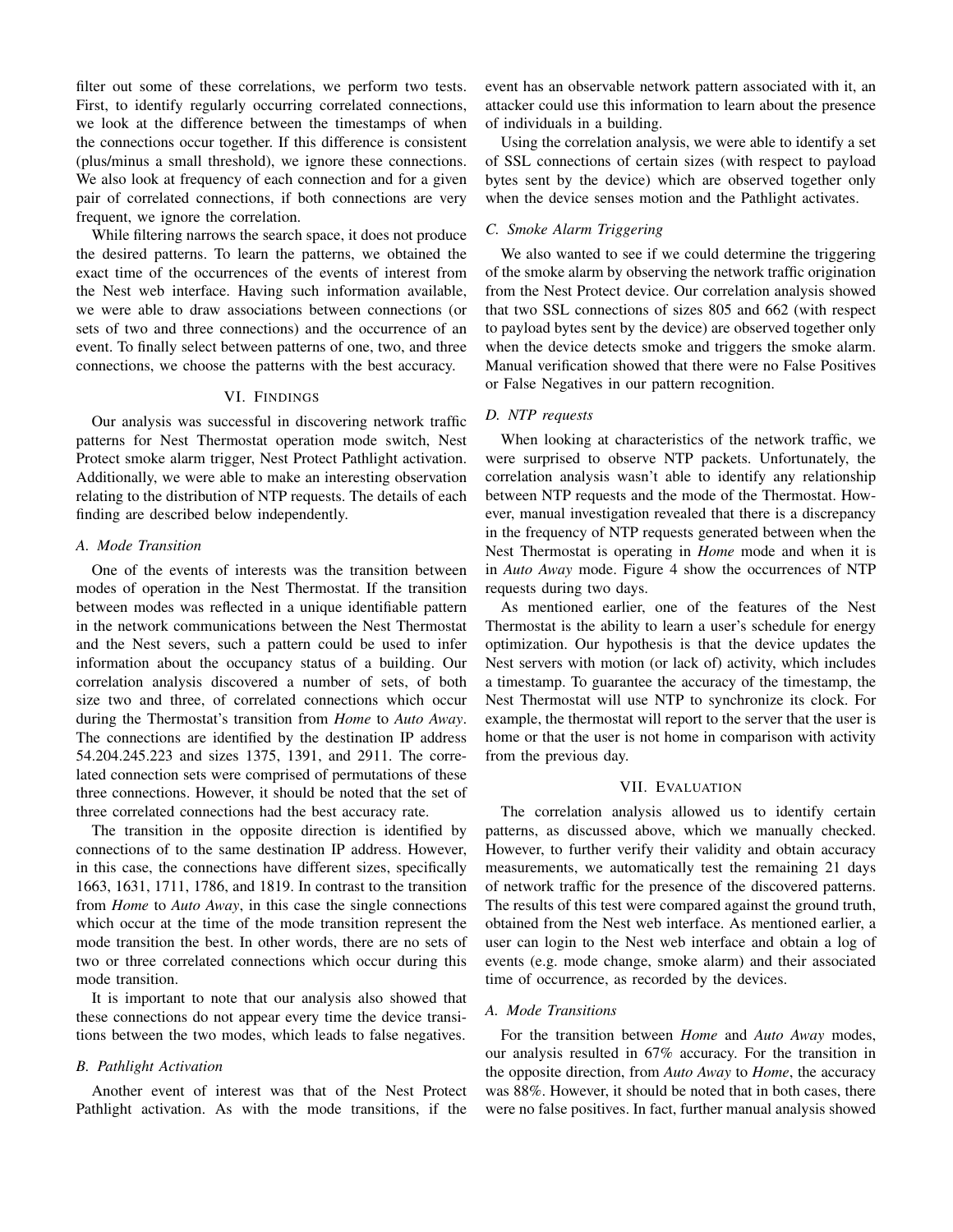filter out some of these correlations, we perform two tests. First, to identify regularly occurring correlated connections, we look at the difference between the timestamps of when the connections occur together. If this difference is consistent (plus/minus a small threshold), we ignore these connections. We also look at frequency of each connection and for a given pair of correlated connections, if both connections are very frequent, we ignore the correlation.

While filtering narrows the search space, it does not produce the desired patterns. To learn the patterns, we obtained the exact time of the occurrences of the events of interest from the Nest web interface. Having such information available, we were able to draw associations between connections (or sets of two and three connections) and the occurrence of an event. To finally select between patterns of one, two, and three connections, we choose the patterns with the best accuracy.

## VI. Findings

Our analysis was successful in discovering network traffic patterns for Nest Thermostat operation mode switch, Nest Protect smoke alarm trigger, Nest Protect Pathlight activation. Additionally, we were able to make an interesting observation relating to the distribution of NTP requests. The details of each finding are described below independently.

### A. Mode Transition

One of the events of interests was the transition between modes of operation in the Nest Thermostat. If the transition between modes was reflected in a unique identifiable pattern in the network communications between the Nest Thermostat and the Nest severs, such a pattern could be used to infer information about the occupancy status of a building. Our correlation analysis discovered a number of sets, of both size two and three, of correlated connections which occur during the Thermostat's transition from *Home* to *Auto Away*. The connections are identified by the destination IP address 54.204.245.223 and sizes 1375, 1391, and 2911. The correlated connection sets were comprised of permutations of these three connections. However, it should be noted that the set of three correlated connections had the best accuracy rate.

The transition in the opposite direction is identified by connections of to the same destination IP address. However, in this case, the connections have different sizes, specifically 1663, 1631, 1711, 1786, and 1819. In contrast to the transition from *Home* to *Auto Away*, in this case the single connections which occur at the time of the mode transition represent the mode transition the best. In other words, there are no sets of two or three correlated connections which occur during this mode transition.

It is important to note that our analysis also showed that these connections do not appear every time the device transitions between the two modes, which leads to false negatives.

### B. Pathlight Activation

Another event of interest was that of the Nest Protect Pathlight activation. As with the mode transitions, if the event has an observable network pattern associated with it, an attacker could use this information to learn about the presence of individuals in a building.

Using the correlation analysis, we were able to identify a set of SSL connections of certain sizes (with respect to payload bytes sent by the device) which are observed together only when the device senses motion and the Pathlight activates.

### C. Smoke Alarm Triggering

We also wanted to see if we could determine the triggering of the smoke alarm by observing the network traffic origination from the Nest Protect device. Our correlation analysis showed that two SSL connections of sizes 805 and 662 (with respect to payload bytes sent by the device) are observed together only when the device detects smoke and triggers the smoke alarm. Manual verification showed that there were no False Positives or False Negatives in our pattern recognition.

### D. NTP requests

When looking at characteristics of the network traffic, we were surprised to observe NTP packets. Unfortunately, the correlation analysis wasn't able to identify any relationship between NTP requests and the mode of the Thermostat. However, manual investigation revealed that there is a discrepancy in the frequency of NTP requests generated between when the Nest Thermostat is operating in *Home* mode and when it is in *Auto Away* mode. Figure 4 show the occurrences of NTP requests during two days.

As mentioned earlier, one of the features of the Nest Thermostat is the ability to learn a user's schedule for energy optimization. Our hypothesis is that the device updates the Nest servers with motion (or lack of) activity, which includes a timestamp. To guarantee the accuracy of the timestamp, the Nest Thermostat will use NTP to synchronize its clock. For example, the thermostat will report to the server that the user is home or that the user is not home in comparison with activity from the previous day.

## VII. Evaluation

The correlation analysis allowed us to identify certain patterns, as discussed above, which we manually checked. However, to further verify their validity and obtain accuracy measurements, we automatically test the remaining 21 days of network traffic for the presence of the discovered patterns. The results of this test were compared against the ground truth, obtained from the Nest web interface. As mentioned earlier, a user can login to the Nest web interface and obtain a log of events (e.g. mode change, smoke alarm) and their associated time of occurrence, as recorded by the devices.

### A. Mode Transitions

For the transition between *Home* and *Auto Away* modes, our analysis resulted in 67% accuracy. For the transition in the opposite direction, from *Auto Away* to *Home*, the accuracy was 88%. However, it should be noted that in both cases, there were no false positives. In fact, further manual analysis showed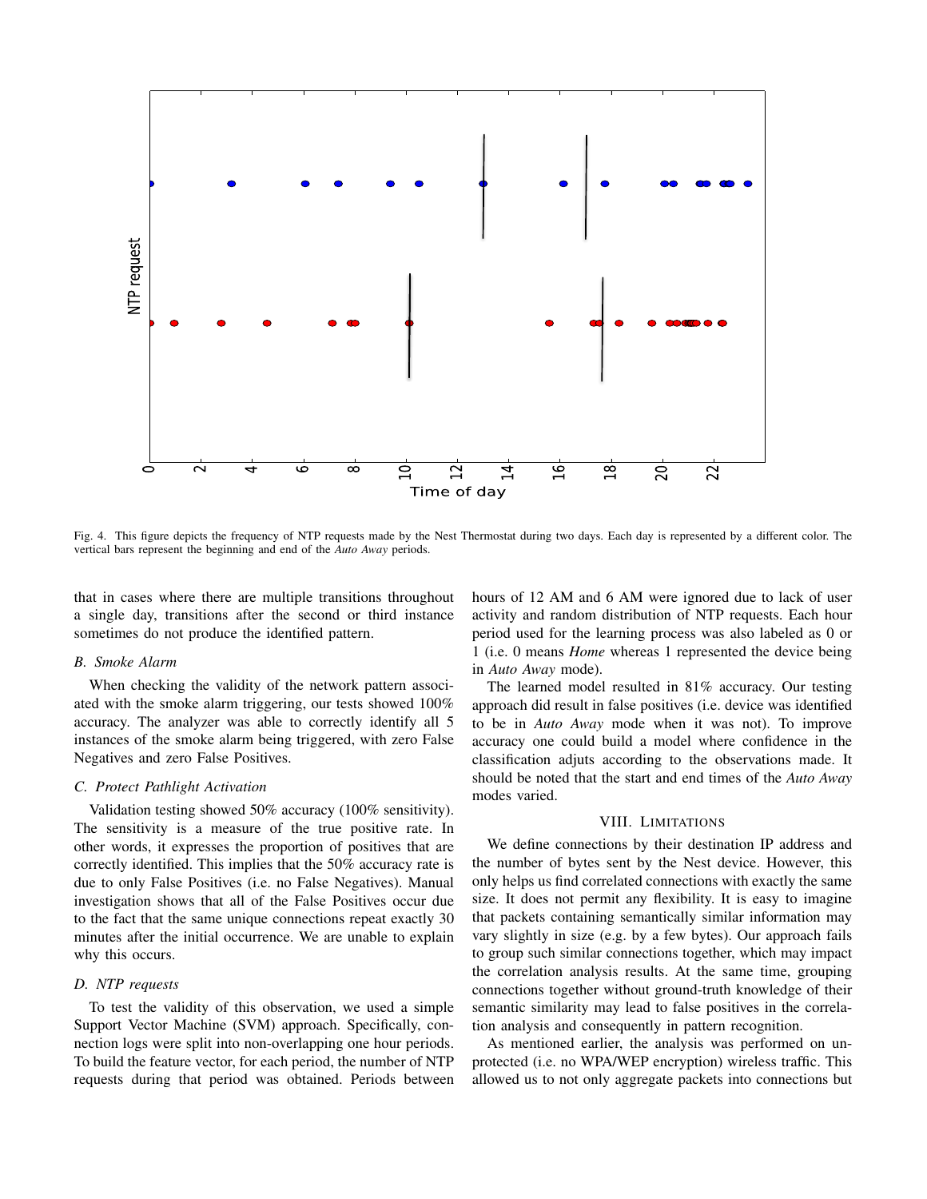Fig. 4. This figure depicts the frequency of NTP requests made by the Nest Thermostat during two days. Each day is represented by a different color. The vertical bars represent the beginning and end of the *Auto Away* periods.

that in cases where there are multiple transitions throughout a single day, transitions after the second or third instance sometimes do not produce the identified pattern.

### B. Smoke Alarm

When checking the validity of the network pattern associated with the smoke alarm triggering, our tests showed 100% accuracy. The analyzer was able to correctly identify all 5 instances of the smoke alarm being triggered, with zero False Negatives and zero False Positives.

### C. Protect Pathlight Activation

Validation testing showed 50% accuracy (100% sensitivity). The sensitivity is a measure of the true positive rate. In other words, it expresses the proportion of positives that are correctly identified. This implies that the 50% accuracy rate is due to only False Positives (i.e. no False Negatives). Manual investigation shows that all of the False Positives occur due to the fact that the same unique connections repeat exactly 30 minutes after the initial occurrence. We are unable to explain why this occurs.

### D. NTP requests

To test the validity of this observation, we used a simple Support Vector Machine (SVM) approach. Specifically, connection logs were split into non-overlapping one hour periods. To build the feature vector, for each period, the number of NTP requests during that period was obtained. Periods between hours of 12 AM and 6 AM were ignored due to lack of user activity and random distribution of NTP requests. Each hour period used for the learning process was also labeled as 0 or 1 (i.e. 0 means *Home* whereas 1 represented the device being in *Auto Away* mode).

The learned model resulted in 81% accuracy. Our testing approach did result in false positives (i.e. device was identified to be in *Auto Away* mode when it was not). To improve accuracy one could build a model where confidence in the classification adjuts according to the observations made. It should be noted that the start and end times of the *Auto Away* modes varied.

## VIII. Limitations

We define connections by their destination IP address and the number of bytes sent by the Nest device. However, this only helps us find correlated connections with exactly the same size. It does not permit any flexibility. It is easy to imagine that packets containing semantically similar information may vary slightly in size (e.g. by a few bytes). Our approach fails to group such similar connections together, which may impact the correlation analysis results. At the same time, grouping connections together without ground-truth knowledge of their semantic similarity may lead to false positives in the correlation analysis and consequently in pattern recognition.

As mentioned earlier, the analysis was performed on unprotected (i.e. no WPA/WEP encryption) wireless traffic. This allowed us to not only aggregate packets into connections but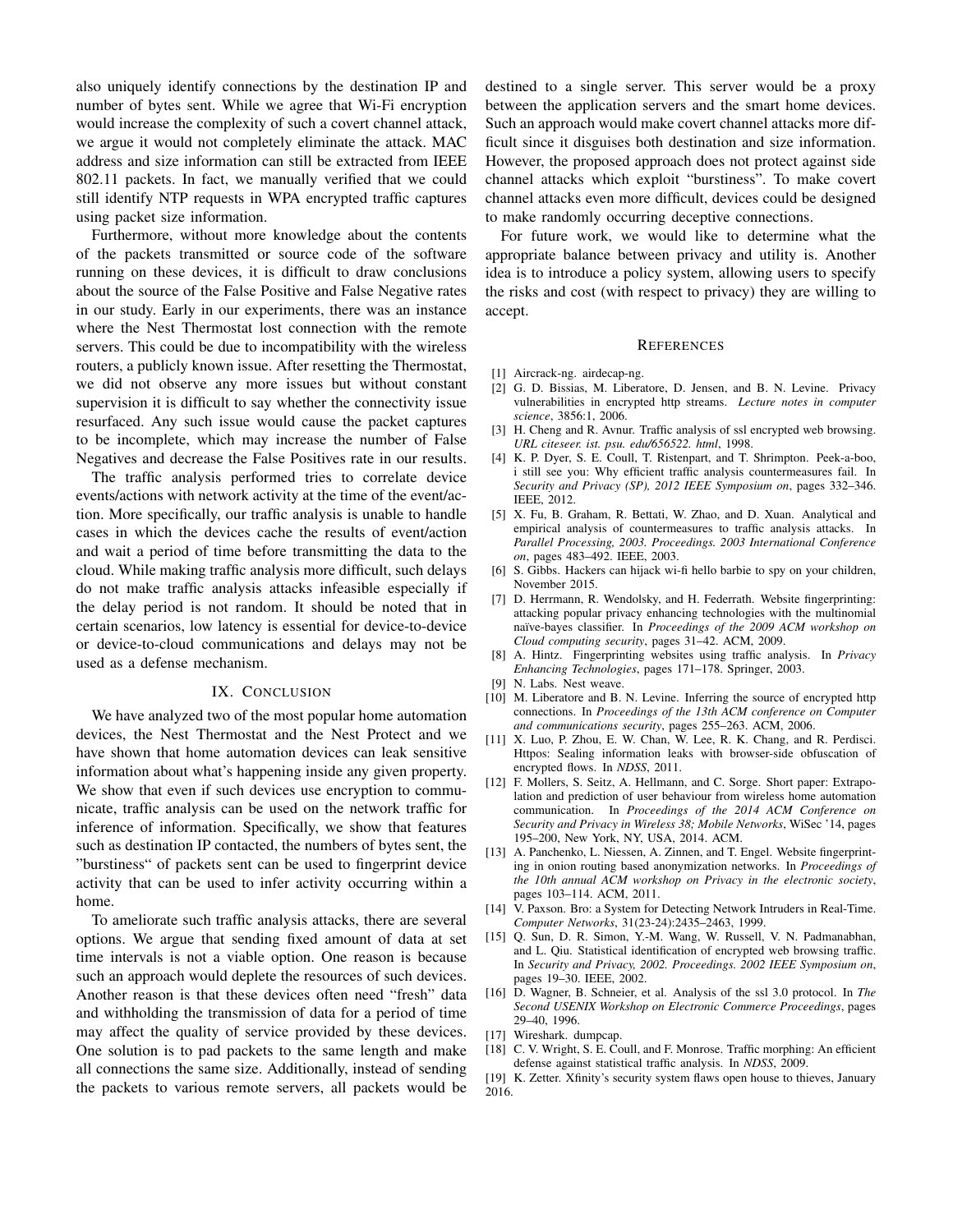also uniquely identify connections by the destination IP and number of bytes sent. While we agree that Wi-Fi encryption would increase the complexity of such a covert channel attack, we argue it would not completely eliminate the attack. MAC address and size information can still be extracted from IEEE 802.11 packets. In fact, we manually verified that we could still identify NTP requests in WPA encrypted traffic captures using packet size information.

Furthermore, without more knowledge about the contents of the packets transmitted or source code of the software running on these devices, it is difficult to draw conclusions about the source of the False Positive and False Negative rates in our study. Early in our experiments, there was an instance where the Nest Thermostat lost connection with the remote servers. This could be due to incompatibility with the wireless routers, a publicly known issue. After resetting the Thermostat, we did not observe any more issues but without constant supervision it is difficult to say whether the connectivity issue resurfaced. Any such issue would cause the packet captures to be incomplete, which may increase the number of False Negatives and decrease the False Positives rate in our results.

The traffic analysis performed tries to correlate device events/actions with network activity at the time of the event/action. More specifically, our traffic analysis is unable to handle cases in which the devices cache the results of event/action and wait a period of time before transmitting the data to the cloud. While making traffic analysis more difficult, such delays do not make traffic analysis attacks infeasible especially if the delay period is not random. It should be noted that in certain scenarios, low latency is essential for device-to-device or device-to-cloud communications and delays may not be used as a defense mechanism.

## IX. Conclusion

We have analyzed two of the most popular home automation devices, the Nest Thermostat and the Nest Protect and we have shown that home automation devices can leak sensitive information about what's happening inside any given property. We show that even if such devices use encryption to communicate, traffic analysis can be used on the network traffic for inference of information. Specifically, we show that features such as destination IP contacted, the numbers of bytes sent, the "burstiness" of packets sent can be used to fingerprint device activity that can be used to infer activity occurring within a home.

To ameliorate such traffic analysis attacks, there are several options. We argue that sending fixed amount of data at set time intervals is not a viable option. One reason is because such an approach would deplete the resources of such devices. Another reason is that these devices often need "fresh" data and withholding the transmission of data for a period of time may affect the quality of service provided by these devices. One solution is to pad packets to the same length and make all connections the same size. Additionally, instead of sending the packets to various remote servers, all packets would be destined to a single server. This server would be a proxy between the application servers and the smart home devices. Such an approach would make covert channel attacks more difficult since it disguises both destination and size information. However, the proposed approach does not protect against side channel attacks which exploit "burstiness". To make covert channel attacks even more difficult, devices could be designed to make randomly occurring deceptive connections.

For future work, we would like to determine what the appropriate balance between privacy and utility is. Another idea is to introduce a policy system, allowing users to specify the risks and cost (with respect to privacy) they are willing to accept.

## References

[1] Aircrack-ng. airdecap-ng.

[2] G. D. Bissias, M. Liberatore, D. Jensen, and B. N. Levine. Privacy vulnerabilities in encrypted http streams. *Lecture notes in computer science*, 3856:1, 2006.

[3] H. Cheng and R. Avnur. Traffic analysis of ssl encrypted web browsing. *URL citeseer. ist. psu. edu/656522. html*, 1998.

[4] K. P. Dyer, S. E. Coull, T. Ristenpart, and T. Shrimpton. Peek-a-boo, i still see you: Why efficient traffic analysis countermeasures fail. In *Security and Privacy (SP), 2012 IEEE Symposium on*, pages 332–346. IEEE, 2012.

[5] X. Fu, B. Graham, R. Bettati, W. Zhao, and D. Xuan. Analytical and empirical analysis of countermeasures to traffic analysis attacks. In *Parallel Processing, 2003. Proceedings. 2003 International Conference on*, pages 483–492. IEEE, 2003.

[6] S. Gibbs. Hackers can hijack wi-fi hello barbie to spy on your children, November 2015.

[7] D. Herrmann, R. Wendolsky, and H. Federrath. Website fingerprinting: attacking popular privacy enhancing technologies with the multinomial naïve-bayes classifier. In *Proceedings of the 2009 ACM workshop on Cloud computing security*, pages 31–42. ACM, 2009.

[8] A. Hintz. Fingerprinting websites using traffic analysis. In *Privacy Enhancing Technologies*, pages 171–178. Springer, 2003.

[9] N. Labs. Nest weave.

[10] M. Liberatore and B. N. Levine. Inferring the source of encrypted http connections. In *Proceedings of the 13th ACM conference on Computer and communications security*, pages 255–263. ACM, 2006.

[11] X. Luo, P. Zhou, E. W. Chan, W. Lee, R. K. Chang, and R. Perdisci. Httpos: Sealing information leaks with browser-side obfuscation of encrypted flows. In *NDSS*, 2011.

[12] F. Mollers, S. Seitz, A. Hellmann, and C. Sorge. Short paper: Extrapolation and prediction of user behaviour from wireless home automation communication. In *Proceedings of the 2014 ACM Conference on Security and Privacy in Wireless 38; Mobile Networks*, WiSec '14, pages 195–200, New York, NY, USA, 2014. ACM.

[13] A. Panchenko, L. Niessen, A. Zinnen, and T. Engel. Website fingerprinting in onion routing based anonymization networks. In *Proceedings of the 10th annual ACM workshop on Privacy in the electronic society*, pages 103–114. ACM, 2011.

[14] V. Paxson. Bro: a System for Detecting Network Intruders in Real-Time. *Computer Networks*, 31(23-24):2435–2463, 1999.

[15] Q. Sun, D. R. Simon, Y.-M. Wang, W. Russell, V. N. Padmanabhan, and L. Qiu. Statistical identification of encrypted web browsing traffic. In *Security and Privacy, 2002. Proceedings. 2002 IEEE Symposium on*, pages 19–30. IEEE, 2002.

[16] D. Wagner, B. Schneier, et al. Analysis of the ssl 3.0 protocol. In *The Second USENIX Workshop on Electronic Commerce Proceedings*, pages 29–40, 1996.

[17] Wireshark. dumpcap.

[18] C. V. Wright, S. E. Coull, and F. Monrose. Traffic morphing: An efficient defense against statistical traffic analysis. In *NDSS*, 2009.

[19] K. Zetter. Xfinity's security system flaws open house to thieves, January 2016.